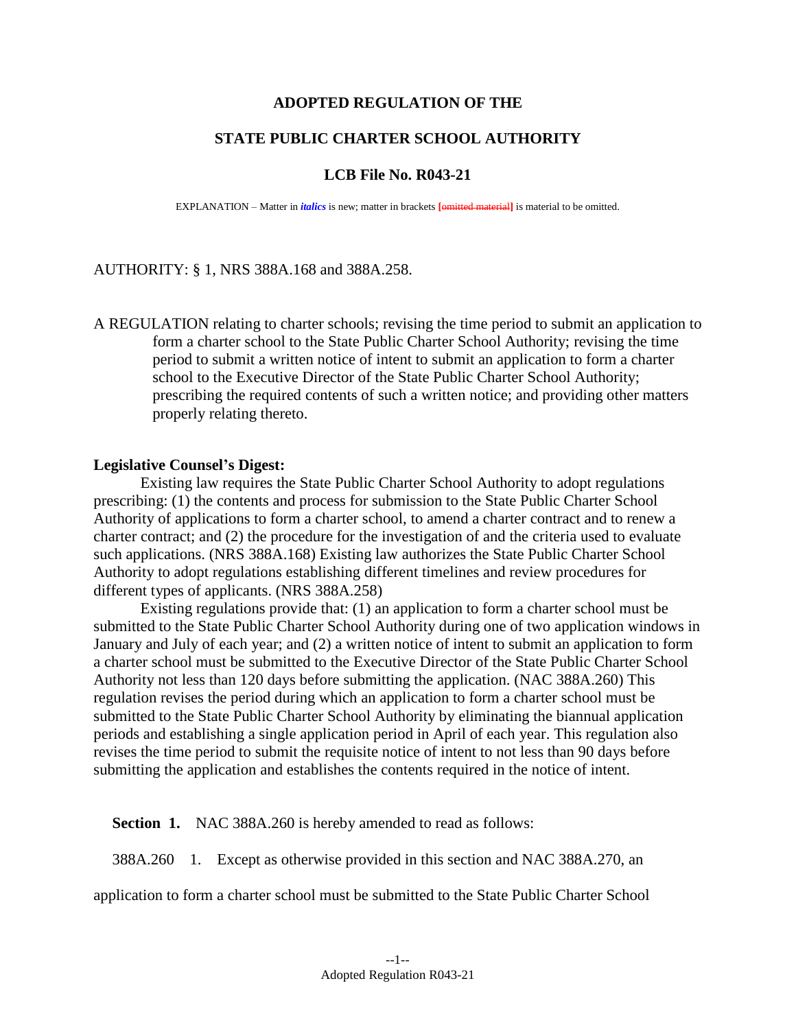# ADOPTED REGULATION OF THE

# STATE PUBLIC CHARTER SCHOOL AUTHORITY

## LCB File No. R043-21

EXPLANATION – Matter in *italics* is new; matter in brackets [omitted material] is material to be omitted.

AUTHORITY: § 1, NRS 388A.168 and 388A.258.

A REGULATION relating to charter schools; revising the time period to submit an application to form a charter school to the State Public Charter School Authority; revising the time period to submit a written notice of intent to submit an application to form a charter school to the Executive Director of the State Public Charter School Authority; prescribing the required contents of such a written notice; and providing other matters properly relating thereto.

**Legislative Counsel's Digest:**

Existing law requires the State Public Charter School Authority to adopt regulations prescribing: (1) the contents and process for submission to the State Public Charter School Authority of applications to form a charter school, to amend a charter contract and to renew a charter contract; and (2) the procedure for the investigation of and the criteria used to evaluate such applications. (NRS 388A.168) Existing law authorizes the State Public Charter School Authority to adopt regulations establishing different timelines and review procedures for different types of applicants. (NRS 388A.258)

Existing regulations provide that: (1) an application to form a charter school must be submitted to the State Public Charter School Authority during one of two application windows in January and July of each year; and (2) a written notice of intent to submit an application to form a charter school must be submitted to the Executive Director of the State Public Charter School Authority not less than 120 days before submitting the application. (NAC 388A.260) This regulation revises the period during which an application to form a charter school must be submitted to the State Public Charter School Authority by eliminating the biannual application periods and establishing a single application period in April of each year. This regulation also revises the time period to submit the requisite notice of intent to not less than 90 days before submitting the application and establishes the contents required in the notice of intent.

**Section 1.** NAC 388A.260 is hereby amended to read as follows:

388A.260 1. Except as otherwise provided in this section and NAC 388A.270, an application to form a charter school must be submitted to the State Public Charter School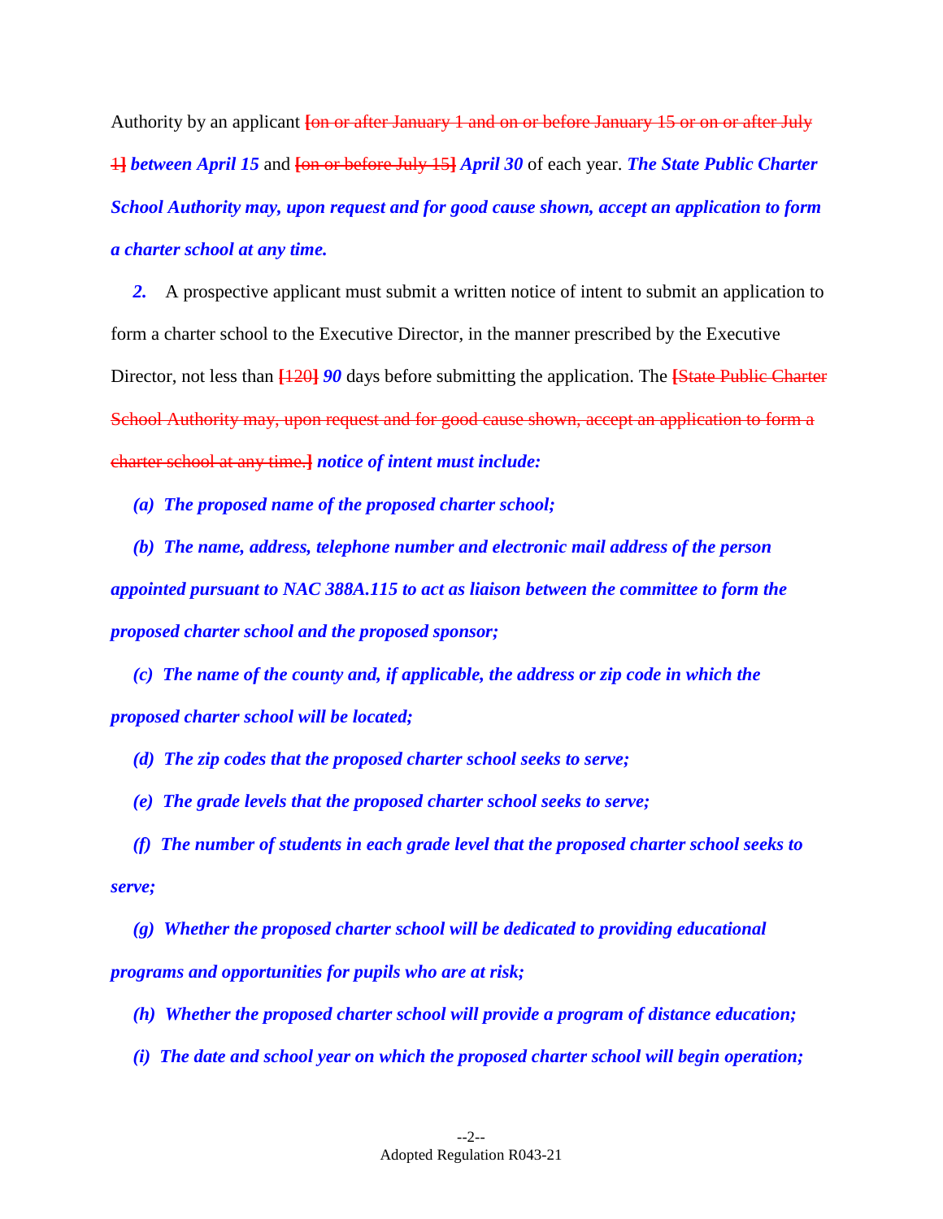Authority by an applicant [~~on or after January 1 and on or before January 15 or on or after July 1~~] ***between April 15*** and [~~on or before July 15~~] ***April 30*** of each year. ***The State Public Charter School Authority may, upon request and for good cause shown, accept an application to form a charter school at any time.***

***2.*** A prospective applicant must submit a written notice of intent to submit an application to form a charter school to the Executive Director, in the manner prescribed by the Executive Director, not less than [~~120~~] ***90*** days before submitting the application. The [~~State Public Charter School Authority may, upon request and for good cause shown, accept an application to form a charter school at any time.~~] ***notice of intent must include:***

***(a) The proposed name of the proposed charter school;***

***(b) The name, address, telephone number and electronic mail address of the person appointed pursuant to NAC 388A.115 to act as liaison between the committee to form the proposed charter school and the proposed sponsor;***

***(c) The name of the county and, if applicable, the address or zip code in which the proposed charter school will be located;***

***(d) The zip codes that the proposed charter school seeks to serve;***

***(e) The grade levels that the proposed charter school seeks to serve;***

***(f) The number of students in each grade level that the proposed charter school seeks to serve;***

***(g) Whether the proposed charter school will be dedicated to providing educational programs and opportunities for pupils who are at risk;***

***(h) Whether the proposed charter school will provide a program of distance education;***

***(i) The date and school year on which the proposed charter school will begin operation;***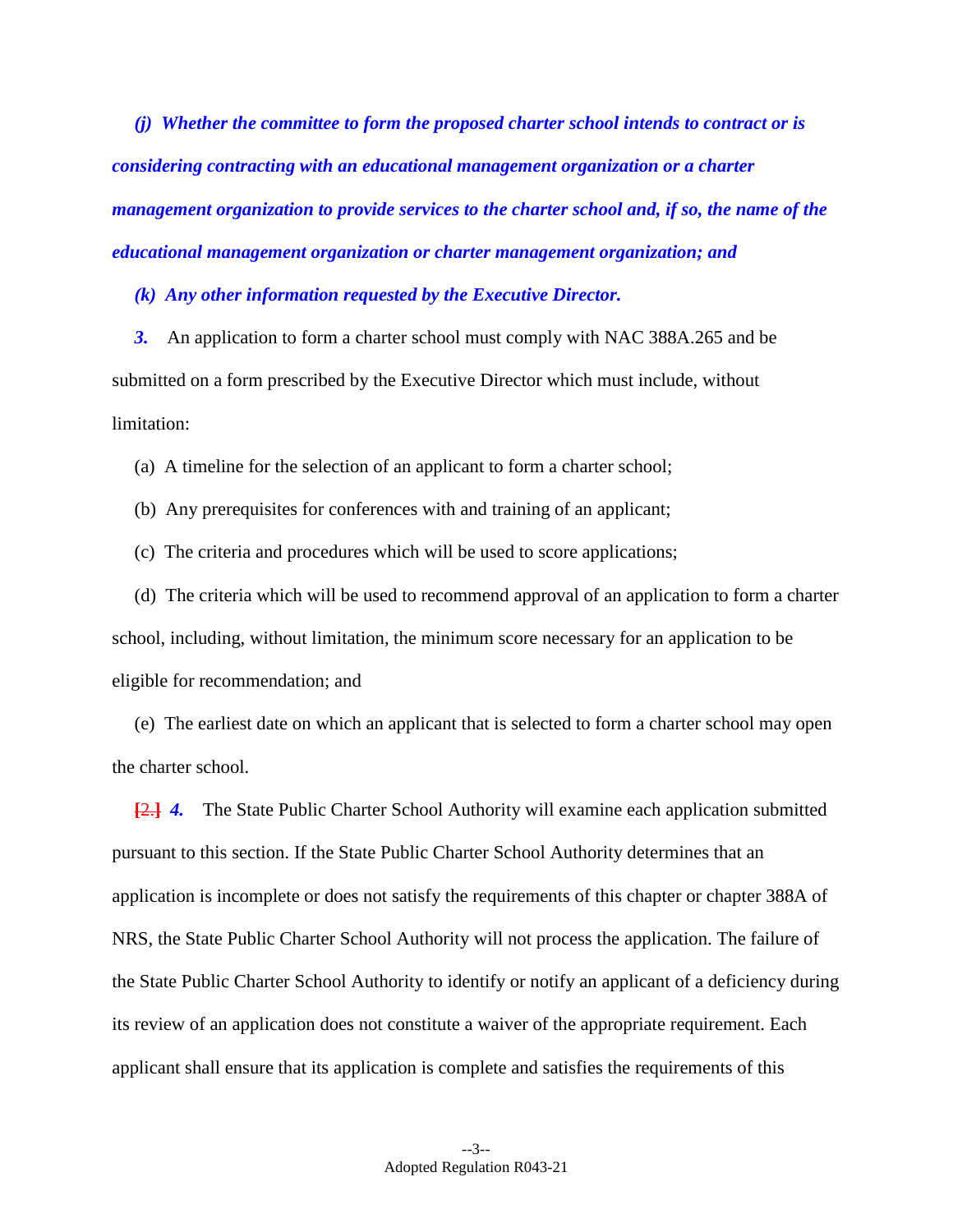*(j) Whether the committee to form the proposed charter school intends to contract or is considering contracting with an educational management organization or a charter management organization to provide services to the charter school and, if so, the name of the educational management organization or charter management organization; and*

*(k) Any other information requested by the Executive Director.*

*3.* An application to form a charter school must comply with NAC 388A.265 and be submitted on a form prescribed by the Executive Director which must include, without limitation:

(a) A timeline for the selection of an applicant to form a charter school;

(b) Any prerequisites for conferences with and training of an applicant;

(c) The criteria and procedures which will be used to score applications;

(d) The criteria which will be used to recommend approval of an application to form a charter school, including, without limitation, the minimum score necessary for an application to be eligible for recommendation; and

(e) The earliest date on which an applicant that is selected to form a charter school may open the charter school.

[2.] *4.* The State Public Charter School Authority will examine each application submitted pursuant to this section. If the State Public Charter School Authority determines that an application is incomplete or does not satisfy the requirements of this chapter or chapter 388A of NRS, the State Public Charter School Authority will not process the application. The failure of the State Public Charter School Authority to identify or notify an applicant of a deficiency during its review of an application does not constitute a waiver of the appropriate requirement. Each applicant shall ensure that its application is complete and satisfies the requirements of this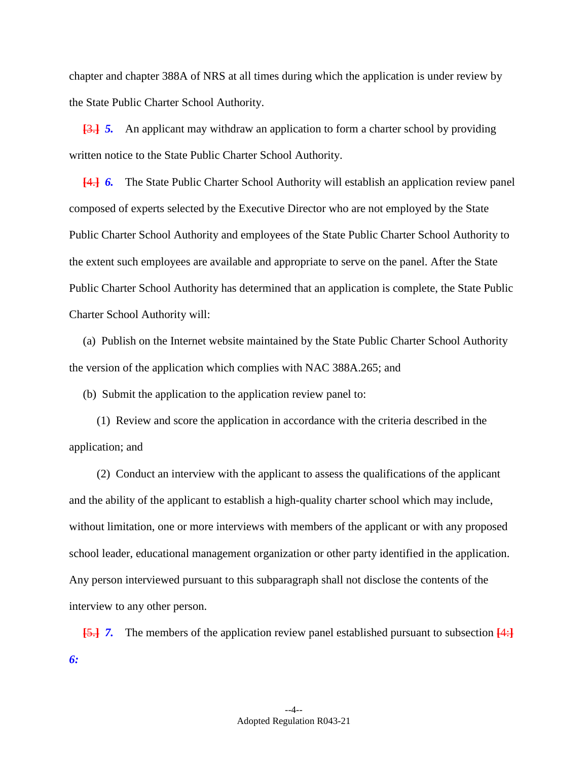chapter and chapter 388A of NRS at all times during which the application is under review by the State Public Charter School Authority.

[3.] ***5.*** An applicant may withdraw an application to form a charter school by providing written notice to the State Public Charter School Authority.

[4.] ***6.*** The State Public Charter School Authority will establish an application review panel composed of experts selected by the Executive Director who are not employed by the State Public Charter School Authority and employees of the State Public Charter School Authority to the extent such employees are available and appropriate to serve on the panel. After the State Public Charter School Authority has determined that an application is complete, the State Public Charter School Authority will:

(a) Publish on the Internet website maintained by the State Public Charter School Authority the version of the application which complies with NAC 388A.265; and

(b) Submit the application to the application review panel to:

(1) Review and score the application in accordance with the criteria described in the application; and

(2) Conduct an interview with the applicant to assess the qualifications of the applicant and the ability of the applicant to establish a high-quality charter school which may include, without limitation, one or more interviews with members of the applicant or with any proposed school leader, educational management organization or other party identified in the application. Any person interviewed pursuant to this subparagraph shall not disclose the contents of the interview to any other person.

[5.] ***7.*** The members of the application review panel established pursuant to subsection [4:] ***6:***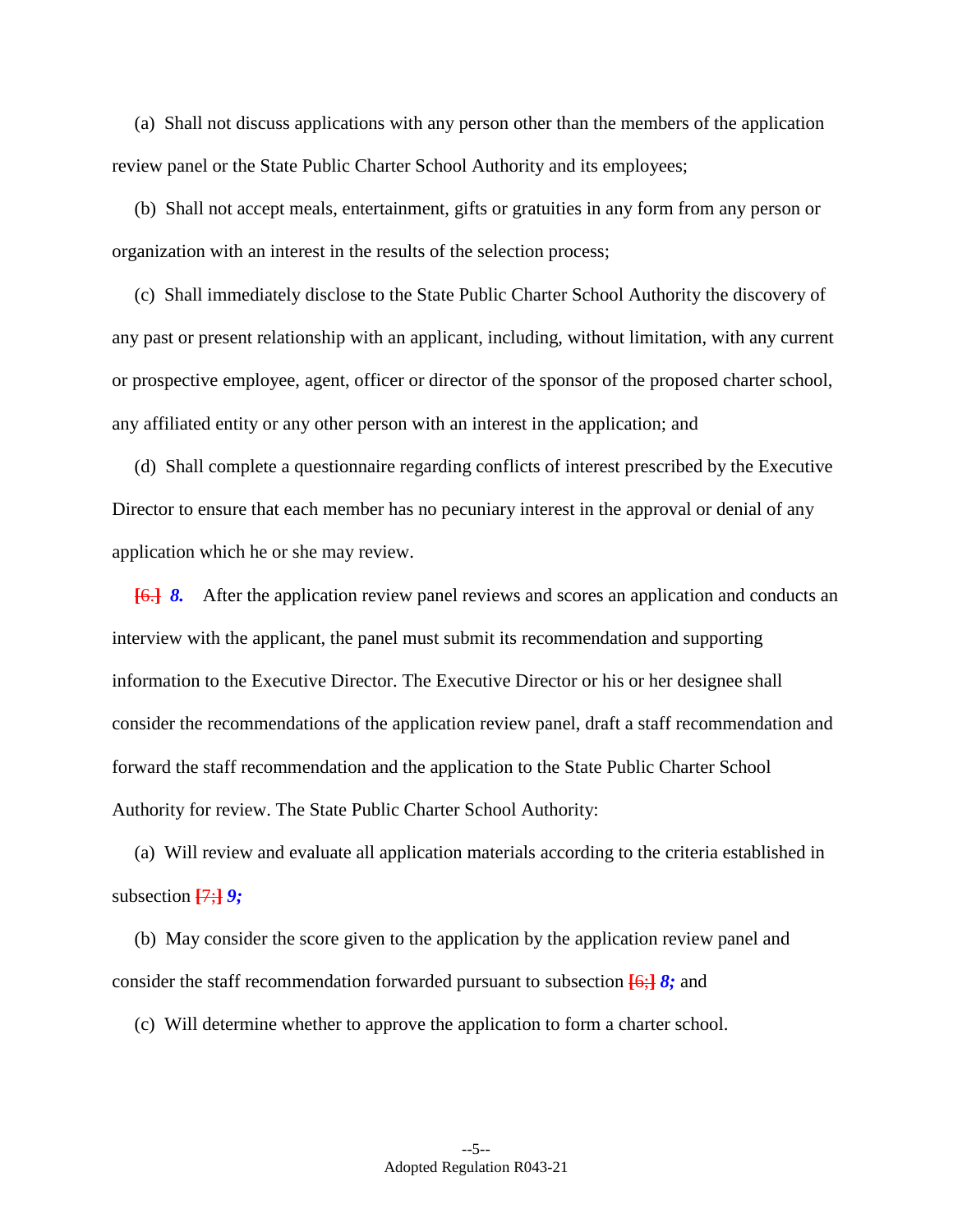(a) Shall not discuss applications with any person other than the members of the application review panel or the State Public Charter School Authority and its employees;

(b) Shall not accept meals, entertainment, gifts or gratuities in any form from any person or organization with an interest in the results of the selection process;

(c) Shall immediately disclose to the State Public Charter School Authority the discovery of any past or present relationship with an applicant, including, without limitation, with any current or prospective employee, agent, officer or director of the sponsor of the proposed charter school, any affiliated entity or any other person with an interest in the application; and

(d) Shall complete a questionnaire regarding conflicts of interest prescribed by the Executive Director to ensure that each member has no pecuniary interest in the approval or denial of any application which he or she may review.

**[~~6.~~]** ***8.*** After the application review panel reviews and scores an application and conducts an interview with the applicant, the panel must submit its recommendation and supporting information to the Executive Director. The Executive Director or his or her designee shall consider the recommendations of the application review panel, draft a staff recommendation and forward the staff recommendation and the application to the State Public Charter School Authority for review. The State Public Charter School Authority:

(a) Will review and evaluate all application materials according to the criteria established in subsection **[~~7;~~]** ***9;***

(b) May consider the score given to the application by the application review panel and consider the staff recommendation forwarded pursuant to subsection **[~~6;~~]** ***8;*** and

(c) Will determine whether to approve the application to form a charter school.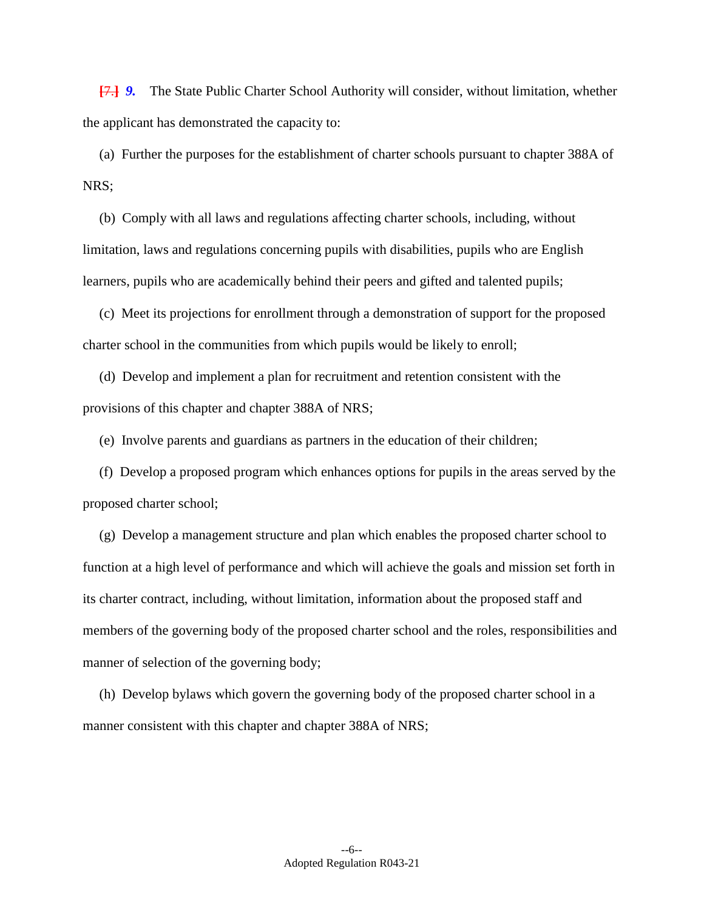~~[7.]~~ ***9.*** The State Public Charter School Authority will consider, without limitation, whether the applicant has demonstrated the capacity to:

(a) Further the purposes for the establishment of charter schools pursuant to chapter 388A of NRS;

(b) Comply with all laws and regulations affecting charter schools, including, without limitation, laws and regulations concerning pupils with disabilities, pupils who are English learners, pupils who are academically behind their peers and gifted and talented pupils;

(c) Meet its projections for enrollment through a demonstration of support for the proposed charter school in the communities from which pupils would be likely to enroll;

(d) Develop and implement a plan for recruitment and retention consistent with the provisions of this chapter and chapter 388A of NRS;

(e) Involve parents and guardians as partners in the education of their children;

(f) Develop a proposed program which enhances options for pupils in the areas served by the proposed charter school;

(g) Develop a management structure and plan which enables the proposed charter school to function at a high level of performance and which will achieve the goals and mission set forth in its charter contract, including, without limitation, information about the proposed staff and members of the governing body of the proposed charter school and the roles, responsibilities and manner of selection of the governing body;

(h) Develop bylaws which govern the governing body of the proposed charter school in a manner consistent with this chapter and chapter 388A of NRS;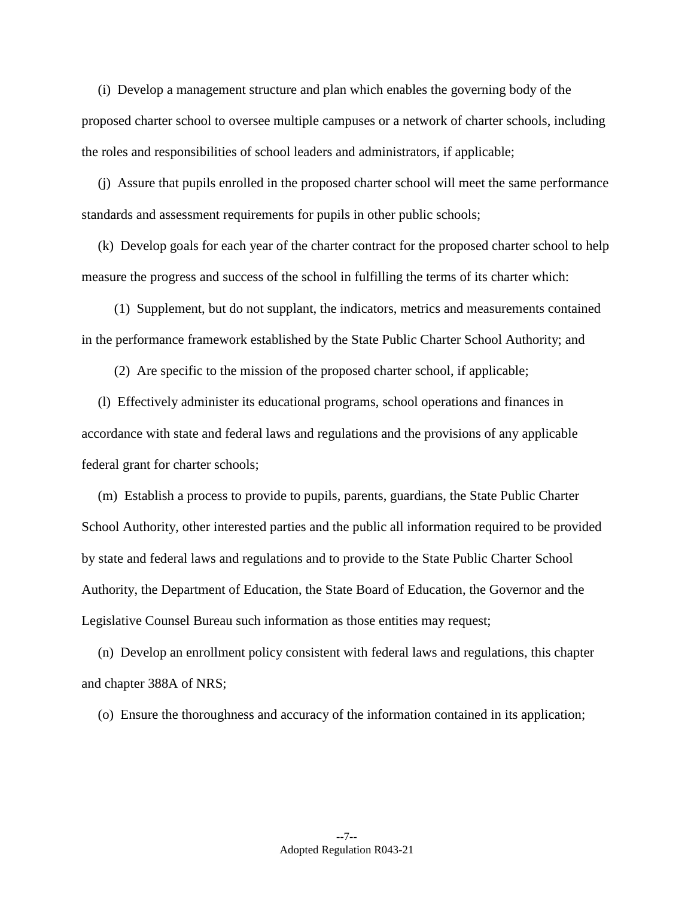(i) Develop a management structure and plan which enables the governing body of the proposed charter school to oversee multiple campuses or a network of charter schools, including the roles and responsibilities of school leaders and administrators, if applicable;

(j) Assure that pupils enrolled in the proposed charter school will meet the same performance standards and assessment requirements for pupils in other public schools;

(k) Develop goals for each year of the charter contract for the proposed charter school to help measure the progress and success of the school in fulfilling the terms of its charter which:

(1) Supplement, but do not supplant, the indicators, metrics and measurements contained in the performance framework established by the State Public Charter School Authority; and

(2) Are specific to the mission of the proposed charter school, if applicable;

(l) Effectively administer its educational programs, school operations and finances in accordance with state and federal laws and regulations and the provisions of any applicable federal grant for charter schools;

(m) Establish a process to provide to pupils, parents, guardians, the State Public Charter School Authority, other interested parties and the public all information required to be provided by state and federal laws and regulations and to provide to the State Public Charter School Authority, the Department of Education, the State Board of Education, the Governor and the Legislative Counsel Bureau such information as those entities may request;

(n) Develop an enrollment policy consistent with federal laws and regulations, this chapter and chapter 388A of NRS;

(o) Ensure the thoroughness and accuracy of the information contained in its application;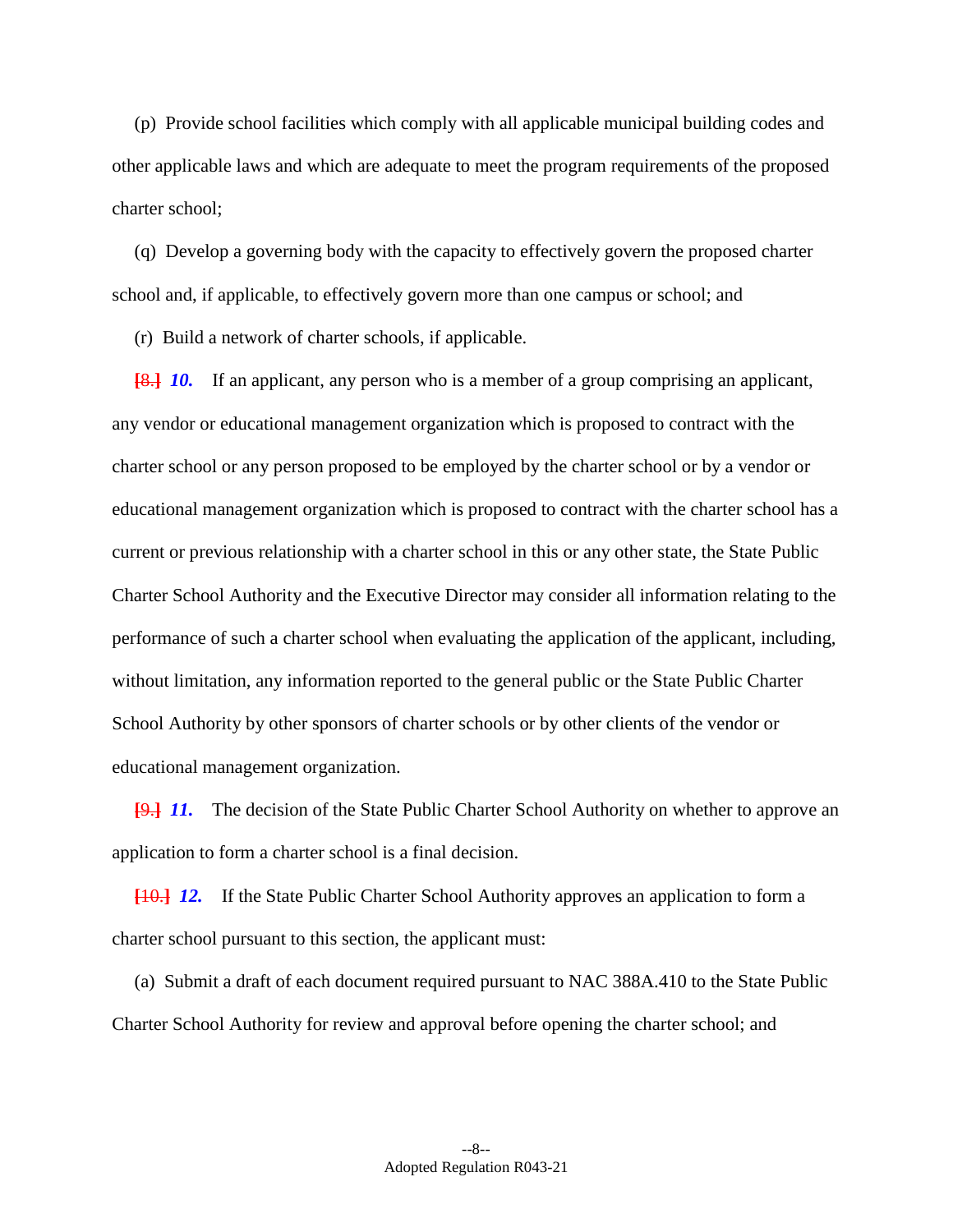(p) Provide school facilities which comply with all applicable municipal building codes and other applicable laws and which are adequate to meet the program requirements of the proposed charter school;

(q) Develop a governing body with the capacity to effectively govern the proposed charter school and, if applicable, to effectively govern more than one campus or school; and

(r) Build a network of charter schools, if applicable.

[8.] ***10.*** If an applicant, any person who is a member of a group comprising an applicant, any vendor or educational management organization which is proposed to contract with the charter school or any person proposed to be employed by the charter school or by a vendor or educational management organization which is proposed to contract with the charter school has a current or previous relationship with a charter school in this or any other state, the State Public Charter School Authority and the Executive Director may consider all information relating to the performance of such a charter school when evaluating the application of the applicant, including, without limitation, any information reported to the general public or the State Public Charter School Authority by other sponsors of charter schools or by other clients of the vendor or educational management organization.

[9.] ***11.*** The decision of the State Public Charter School Authority on whether to approve an application to form a charter school is a final decision.

[10.] ***12.*** If the State Public Charter School Authority approves an application to form a charter school pursuant to this section, the applicant must:

(a) Submit a draft of each document required pursuant to NAC 388A.410 to the State Public Charter School Authority for review and approval before opening the charter school; and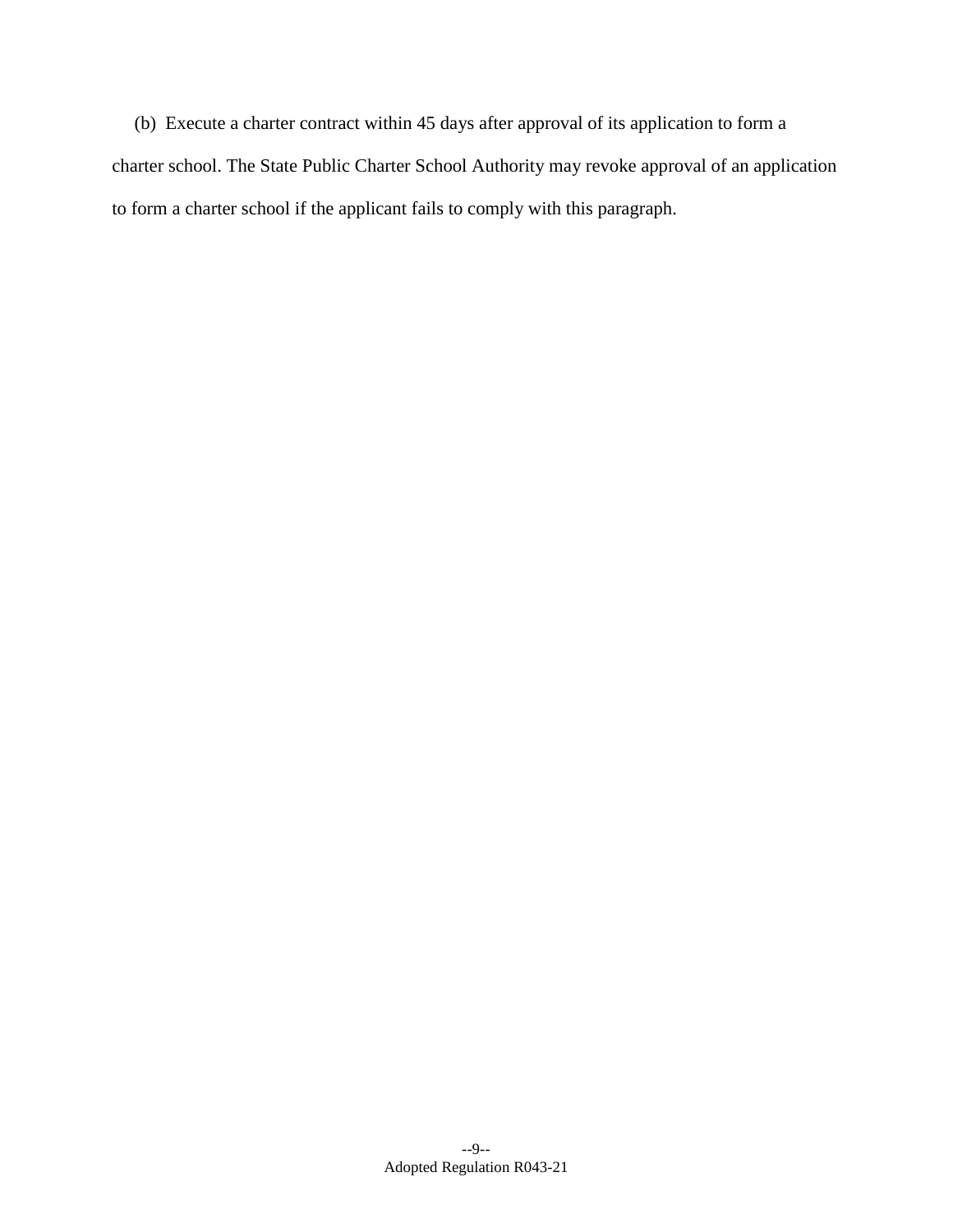(b) Execute a charter contract within 45 days after approval of its application to form a charter school. The State Public Charter School Authority may revoke approval of an application to form a charter school if the applicant fails to comply with this paragraph.